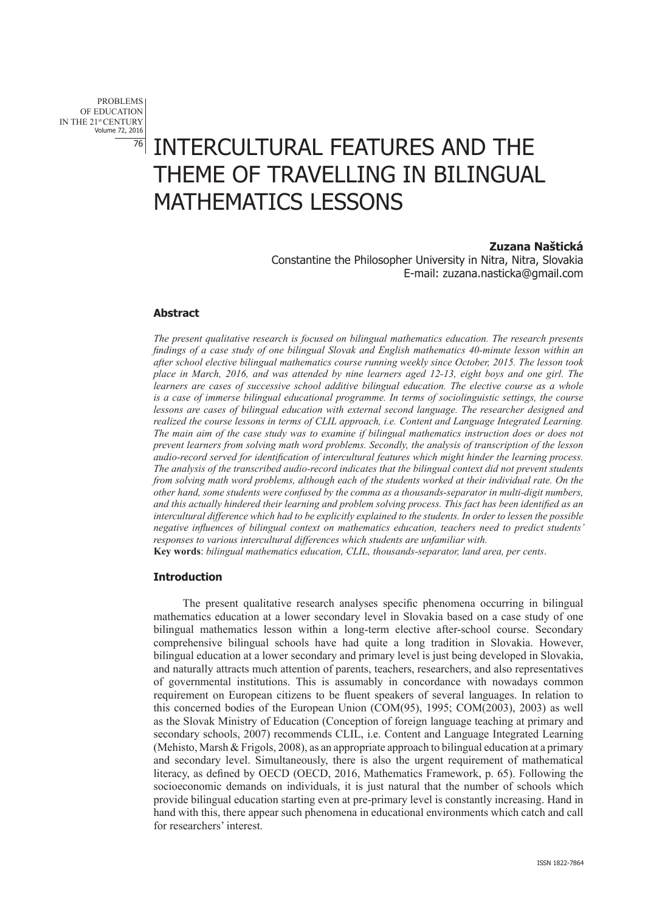# INTERCULTURAL FEATURES AND THE THEME OF TRAVELLING IN BILINGUAL MATHEMATICS LESSONS

**Zuzana Naštická**

Constantine the Philosopher University in Nitra, Nitra, Slovakia

E-mail: zuzana.nasticka@gmail.com

### Abstract

*The present qualitative research is focused on bilingual mathematics education. The research presents findings of a case study of one bilingual Slovak and English mathematics 40-minute lesson within an after school elective bilingual mathematics course running weekly since October, 2015. The lesson took place in March, 2016, and was attended by nine learners aged 12-13, eight boys and one girl. The learners are cases of successive school additive bilingual education. The elective course as a whole is a case of immerse bilingual educational programme. In terms of sociolinguistic settings, the course lessons are cases of bilingual education with external second language. The researcher designed and realized the course lessons in terms of CLIL approach, i.e. Content and Language Integrated Learning. The main aim of the case study was to examine if bilingual mathematics instruction does or does not prevent learners from solving math word problems. Secondly, the analysis of transcription of the lesson audio-record served for identification of intercultural features which might hinder the learning process. The analysis of the transcribed audio-record indicates that the bilingual context did not prevent students from solving math word problems, although each of the students worked at their individual rate. On the other hand, some students were confused by the comma as a thousands-separator in multi-digit numbers, and this actually hindered their learning and problem solving process. This fact has been identified as an intercultural difference which had to be explicitly explained to the students. In order to lessen the possible negative influences of bilingual context on mathematics education, teachers need to predict students' responses to various intercultural differences which students are unfamiliar with.*

**Key words**: *bilingual mathematics education, CLIL, thousands-separator, land area, per cents*.

### Introduction

The present qualitative research analyses specific phenomena occurring in bilingual mathematics education at a lower secondary level in Slovakia based on a case study of one bilingual mathematics lesson within a long-term elective after-school course. Secondary comprehensive bilingual schools have had quite a long tradition in Slovakia. However, bilingual education at a lower secondary and primary level is just being developed in Slovakia, and naturally attracts much attention of parents, teachers, researchers, and also representatives of governmental institutions. This is assumably in concordance with nowadays common requirement on European citizens to be fluent speakers of several languages. In relation to this concerned bodies of the European Union (COM(95), 1995; COM(2003), 2003) as well as the Slovak Ministry of Education (Conception of foreign language teaching at primary and secondary schools, 2007) recommends CLIL, i.e. Content and Language Integrated Learning (Mehisto, Marsh & Frigols, 2008), as an appropriate approach to bilingual education at a primary and secondary level. Simultaneously, there is also the urgent requirement of mathematical literacy, as defined by OECD (OECD, 2016, Mathematics Framework, p. 65). Following the socioeconomic demands on individuals, it is just natural that the number of schools which provide bilingual education starting even at pre-primary level is constantly increasing. Hand in hand with this, there appear such phenomena in educational environments which catch and call for researchers' interest.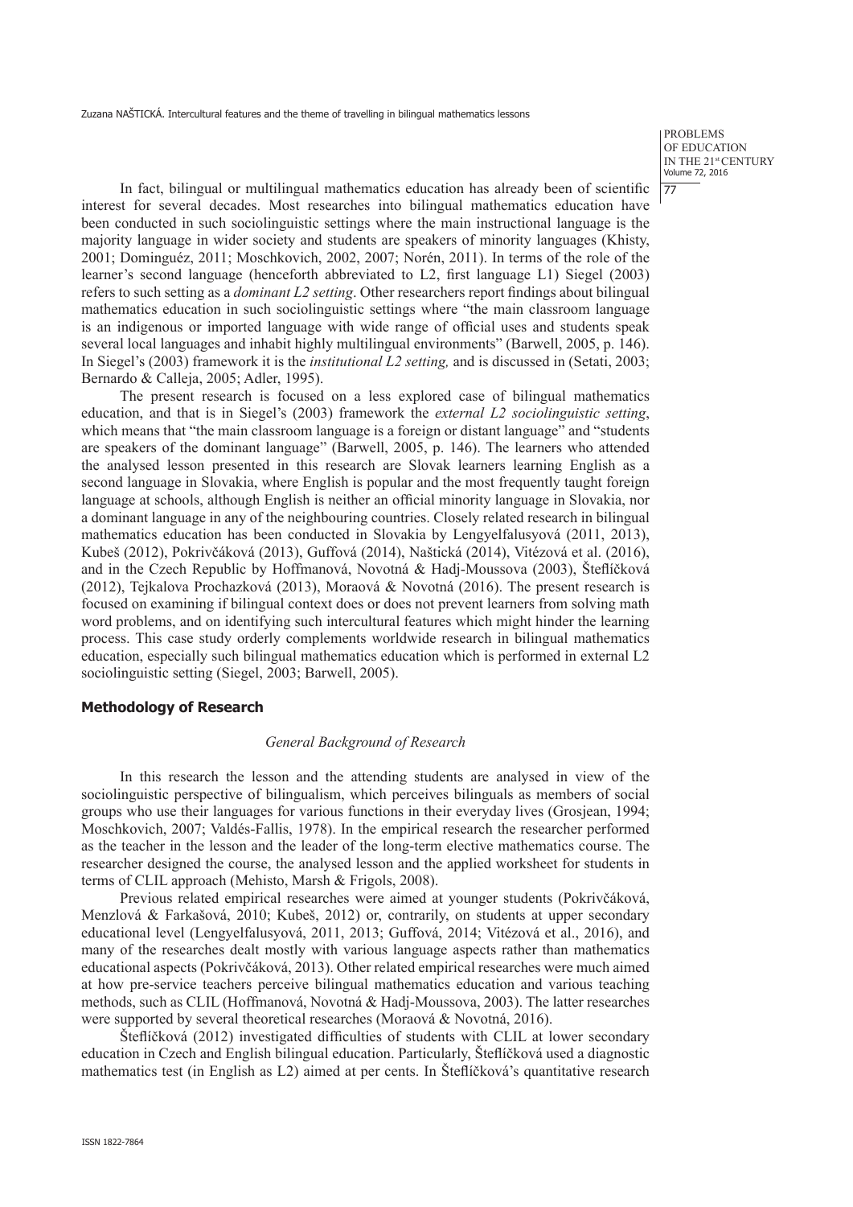In fact, bilingual or multilingual mathematics education has already been of scientific interest for several decades. Most researches into bilingual mathematics education have been conducted in such sociolinguistic settings where the main instructional language is the majority language in wider society and students are speakers of minority languages (Khisty, 2001; Dominguéz, 2011; Moschkovich, 2002, 2007; Norén, 2011). In terms of the role of the learner's second language (henceforth abbreviated to L2, first language L1) Siegel (2003) refers to such setting as a *dominant L2 setting*. Other researchers report findings about bilingual mathematics education in such sociolinguistic settings where "the main classroom language is an indigenous or imported language with wide range of official uses and students speak several local languages and inhabit highly multilingual environments" (Barwell, 2005, p. 146). In Siegel's (2003) framework it is the *institutional L2 setting,* and is discussed in (Setati, 2003; Bernardo & Calleja, 2005; Adler, 1995).

The present research is focused on a less explored case of bilingual mathematics education, and that is in Siegel's (2003) framework the *external L2 sociolinguistic setting*, which means that "the main classroom language is a foreign or distant language" and "students are speakers of the dominant language" (Barwell, 2005, p. 146). The learners who attended the analysed lesson presented in this research are Slovak learners learning English as a second language in Slovakia, where English is popular and the most frequently taught foreign language at schools, although English is neither an official minority language in Slovakia, nor a dominant language in any of the neighbouring countries. Closely related research in bilingual mathematics education has been conducted in Slovakia by Lengyelfalusyová (2011, 2013), Kubeš (2012), Pokrivčáková (2013), Guffová (2014), Naštická (2014), Vitézová et al. (2016), and in the Czech Republic by Hoffmanová, Novotná & Hadj-Moussova (2003), Šteflíčková (2012), Tejkalova Prochazková (2013), Moraová & Novotná (2016). The present research is focused on examining if bilingual context does or does not prevent learners from solving math word problems, and on identifying such intercultural features which might hinder the learning process. This case study orderly complements worldwide research in bilingual mathematics education, especially such bilingual mathematics education which is performed in external L2 sociolinguistic setting (Siegel, 2003; Barwell, 2005).

## Methodology of Research

### *General Background of Research*

In this research the lesson and the attending students are analysed in view of the sociolinguistic perspective of bilingualism, which perceives bilinguals as members of social groups who use their languages for various functions in their everyday lives (Grosjean, 1994; Moschkovich, 2007; Valdés-Fallis, 1978). In the empirical research the researcher performed as the teacher in the lesson and the leader of the long-term elective mathematics course. The researcher designed the course, the analysed lesson and the applied worksheet for students in terms of CLIL approach (Mehisto, Marsh & Frigols, 2008).

Previous related empirical researches were aimed at younger students (Pokrivčáková, Menzlová & Farkašová, 2010; Kubeš, 2012) or, contrarily, on students at upper secondary educational level (Lengyelfalusyová, 2011, 2013; Guffová, 2014; Vitézová et al., 2016), and many of the researches dealt mostly with various language aspects rather than mathematics educational aspects (Pokrivčáková, 2013). Other related empirical researches were much aimed at how pre-service teachers perceive bilingual mathematics education and various teaching methods, such as CLIL (Hoffmanová, Novotná & Hadj-Moussova, 2003). The latter researches were supported by several theoretical researches (Moraová & Novotná, 2016).

Šteflíčková (2012) investigated difficulties of students with CLIL at lower secondary education in Czech and English bilingual education. Particularly, Šteflíčková used a diagnostic mathematics test (in English as L2) aimed at per cents. In Šteflíčková's quantitative research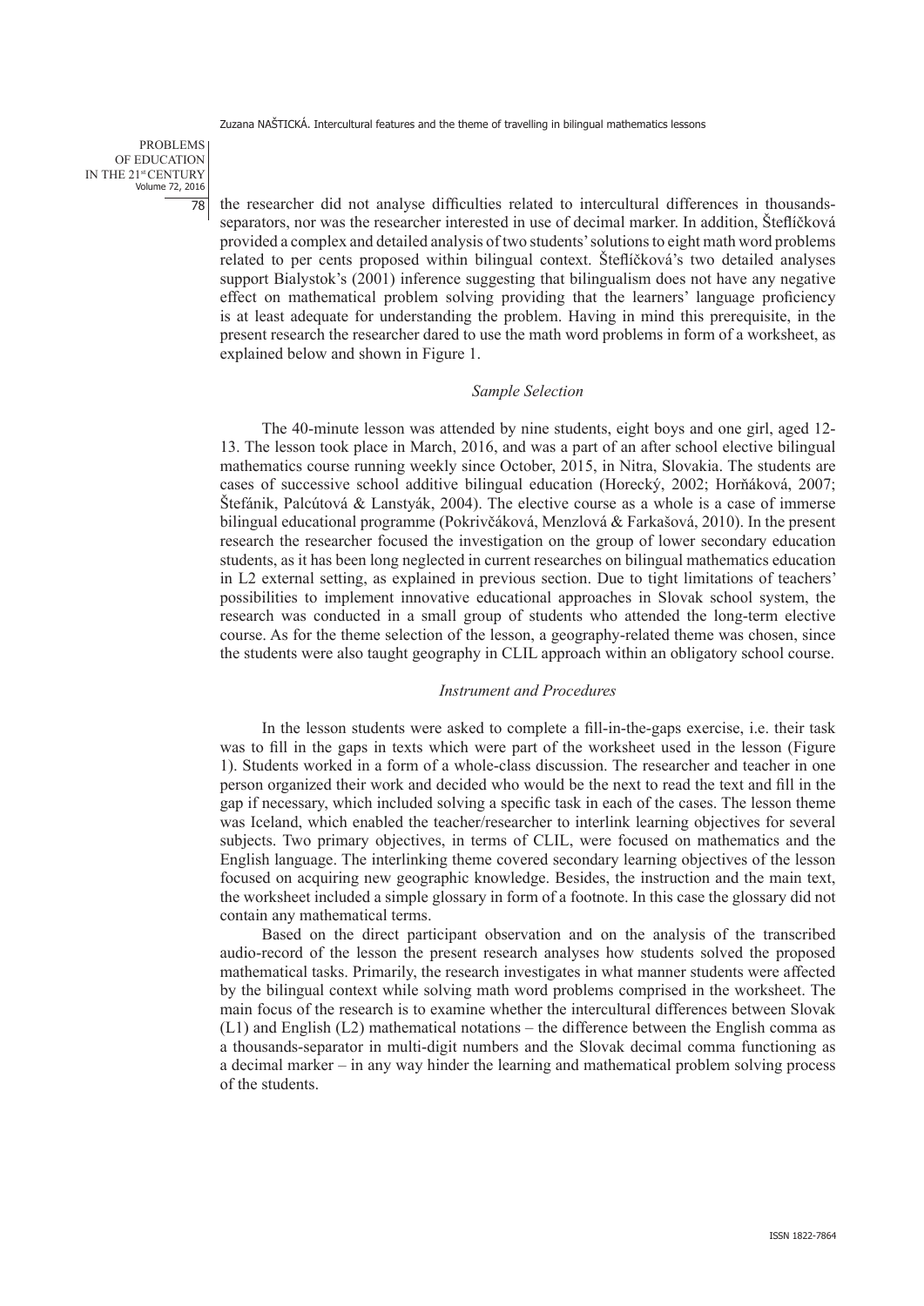the researcher did not analyse difficulties related to intercultural differences in thousands-separators, nor was the researcher interested in use of decimal marker. In addition, Šteflíčková provided a complex and detailed analysis of two students' solutions to eight math word problems related to per cents proposed within bilingual context. Šteflíčková's two detailed analyses support Bialystok's (2001) inference suggesting that bilingualism does not have any negative effect on mathematical problem solving providing that the learners' language proficiency is at least adequate for understanding the problem. Having in mind this prerequisite, in the present research the researcher dared to use the math word problems in form of a worksheet, as explained below and shown in Figure 1.

### *Sample Selection*

The 40-minute lesson was attended by nine students, eight boys and one girl, aged 12-13. The lesson took place in March, 2016, and was a part of an after school elective bilingual mathematics course running weekly since October, 2015, in Nitra, Slovakia. The students are cases of successive school additive bilingual education (Horecký, 2002; Horňáková, 2007; Štefánik, Palcútová & Lanstyák, 2004). The elective course as a whole is a case of immerse bilingual educational programme (Pokrivčáková, Menzlová & Farkašová, 2010). In the present research the researcher focused the investigation on the group of lower secondary education students, as it has been long neglected in current researches on bilingual mathematics education in L2 external setting, as explained in previous section. Due to tight limitations of teachers' possibilities to implement innovative educational approaches in Slovak school system, the research was conducted in a small group of students who attended the long-term elective course. As for the theme selection of the lesson, a geography-related theme was chosen, since the students were also taught geography in CLIL approach within an obligatory school course.

### *Instrument and Procedures*

In the lesson students were asked to complete a fill-in-the-gaps exercise, i.e. their task was to fill in the gaps in texts which were part of the worksheet used in the lesson (Figure 1). Students worked in a form of a whole-class discussion. The researcher and teacher in one person organized their work and decided who would be the next to read the text and fill in the gap if necessary, which included solving a specific task in each of the cases. The lesson theme was Iceland, which enabled the teacher/researcher to interlink learning objectives for several subjects. Two primary objectives, in terms of CLIL, were focused on mathematics and the English language. The interlinking theme covered secondary learning objectives of the lesson focused on acquiring new geographic knowledge. Besides, the instruction and the main text, the worksheet included a simple glossary in form of a footnote. In this case the glossary did not contain any mathematical terms.

Based on the direct participant observation and on the analysis of the transcribed audio-record of the lesson the present research analyses how students solved the proposed mathematical tasks. Primarily, the research investigates in what manner students were affected by the bilingual context while solving math word problems comprised in the worksheet. The main focus of the research is to examine whether the intercultural differences between Slovak (L1) and English (L2) mathematical notations – the difference between the English comma as a thousands-separator in multi-digit numbers and the Slovak decimal comma functioning as a decimal marker – in any way hinder the learning and mathematical problem solving process of the students.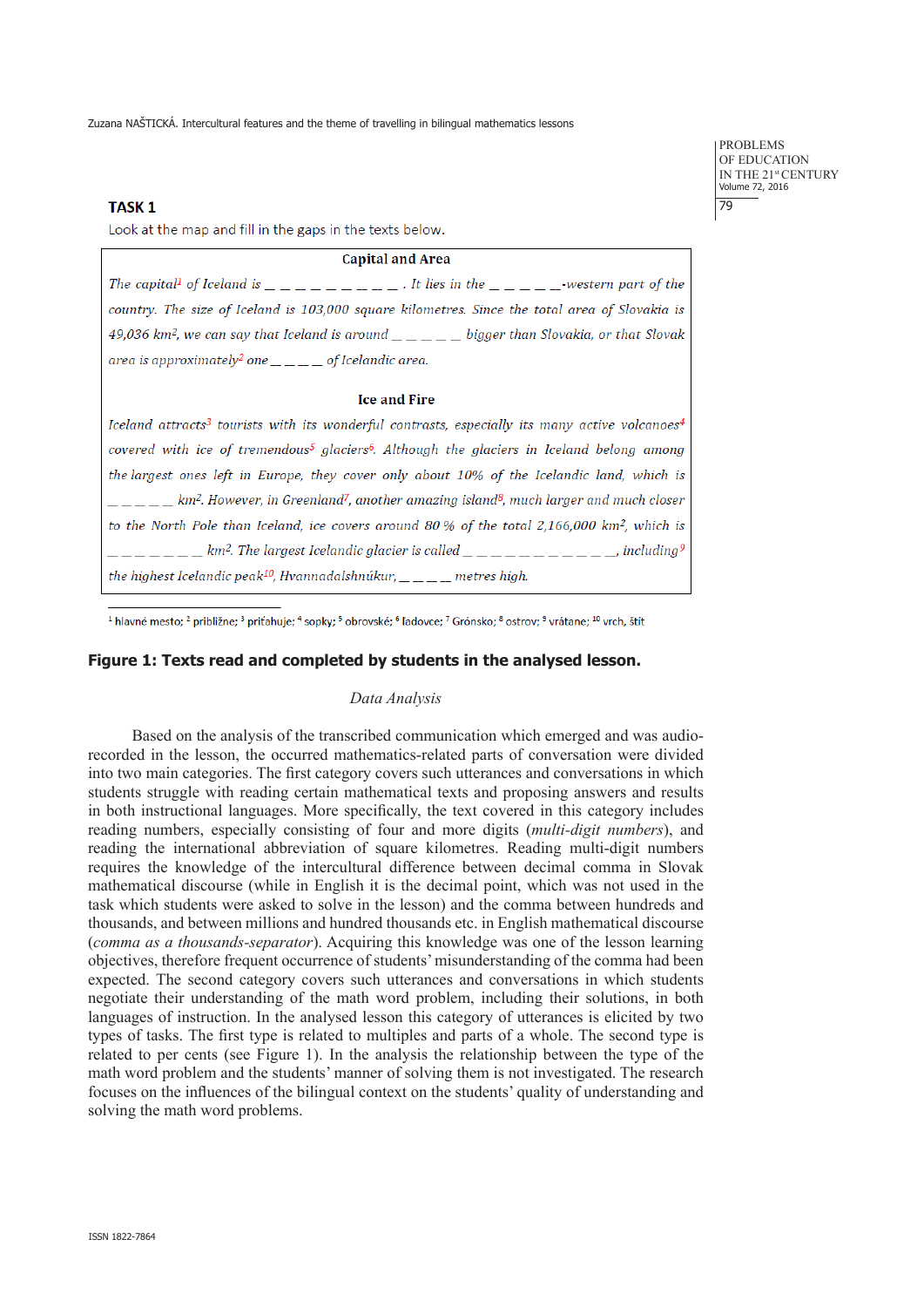**TASK 1**

Look at the map and fill in the gaps in the texts below.

**Capital and Area**

*The capital*[1] *of Iceland is _ _ _ _ _ _ _ _ _ . It lies in the _ _ _ _ _-western part of the country. The size of Iceland is 103,000 square kilometres. Since the total area of Slovakia is 49,036 km*$^2$*, we can say that Iceland is around _ _ _ _ _ bigger than Slovakia, or that Slovak area is approximately*[2] *one _ _ _ _ of Icelandic area.*

**Ice and Fire**

*Iceland attracts*[3] *tourists with its wonderful contrasts, especially its many active volcanoes*[4] *covered with ice of tremendous*[5] *glaciers*[6]*. Although the glaciers in Iceland belong among the largest ones left in Europe, they cover only about 10% of the Icelandic land, which is _ _ _ _ _ km*$^2$*. However, in Greenland*[7]*, another amazing island*[8]*, much larger and much closer to the North Pole than Iceland, ice covers around 80 % of the total 2,166,000 km*$^2$*, which is _ _ _ _ _ _ _ km*$^2$*. The largest Icelandic glacier is called _ _ _ _ _ _ _ _ _ _ _ _, including*[9] *the highest Icelandic peak*[10]*, Hvannadalshnúkur, _ _ _ _ metres high.*

[1] hlavné mesto; [2] približne; [3] priťahuje; [4] sopky; [5] obrovské; [6] ľadovce; [7] Grónsko; [8] ostrov; [9] vrátane; [10] vrch, štít

**Figure 1: Texts read and completed by students in the analysed lesson.**

*Data Analysis*

Based on the analysis of the transcribed communication which emerged and was audio-recorded in the lesson, the occurred mathematics-related parts of conversation were divided into two main categories. The first category covers such utterances and conversations in which students struggle with reading certain mathematical texts and proposing answers and results in both instructional languages. More specifically, the text covered in this category includes reading numbers, especially consisting of four and more digits (*multi-digit numbers*), and reading the international abbreviation of square kilometres. Reading multi-digit numbers requires the knowledge of the intercultural difference between decimal comma in Slovak mathematical discourse (while in English it is the decimal point, which was not used in the task which students were asked to solve in the lesson) and the comma between hundreds and thousands, and between millions and hundred thousands etc. in English mathematical discourse (*comma as a thousands-separator*). Acquiring this knowledge was one of the lesson learning objectives, therefore frequent occurrence of students' misunderstanding of the comma had been expected. The second category covers such utterances and conversations in which students negotiate their understanding of the math word problem, including their solutions, in both languages of instruction. In the analysed lesson this category of utterances is elicited by two types of tasks. The first type is related to multiples and parts of a whole. The second type is related to per cents (see Figure 1). In the analysis the relationship between the type of the math word problem and the students' manner of solving them is not investigated. The research focuses on the influences of the bilingual context on the students' quality of understanding and solving the math word problems.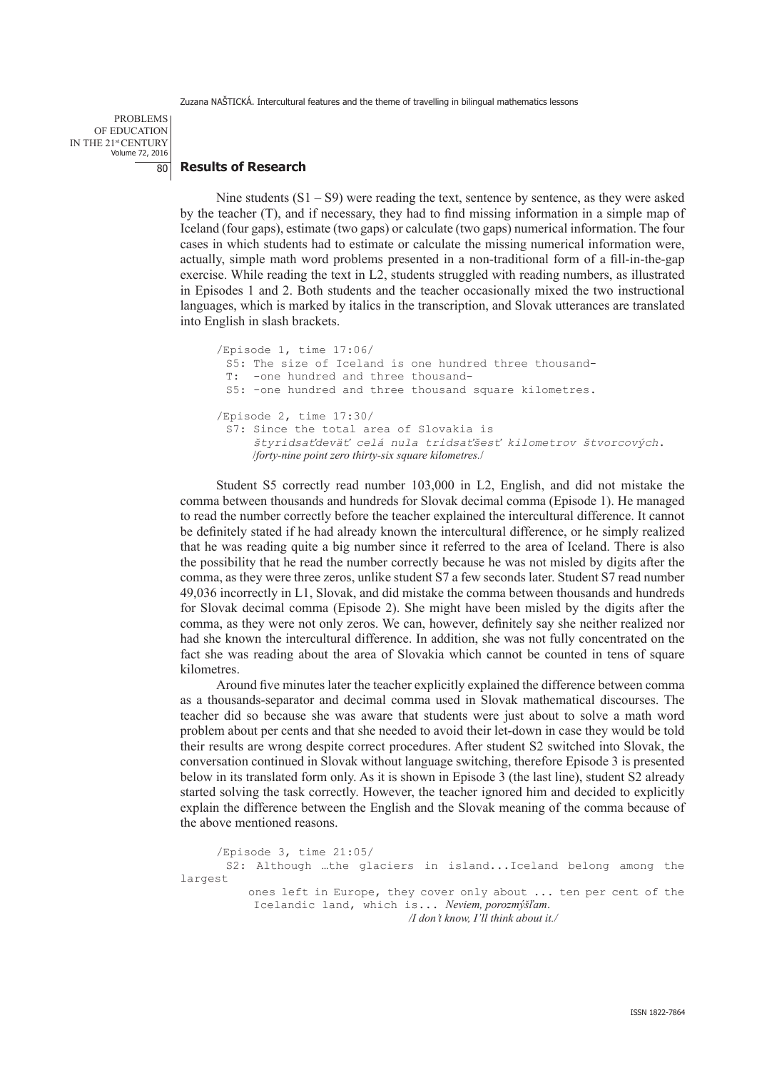## Results of Research

Nine students (S1 – S9) were reading the text, sentence by sentence, as they were asked by the teacher (T), and if necessary, they had to find missing information in a simple map of Iceland (four gaps), estimate (two gaps) or calculate (two gaps) numerical information. The four cases in which students had to estimate or calculate the missing numerical information were, actually, simple math word problems presented in a non-traditional form of a fill-in-the-gap exercise. While reading the text in L2, students struggled with reading numbers, as illustrated in Episodes 1 and 2. Both students and the teacher occasionally mixed the two instructional languages, which is marked by italics in the transcription, and Slovak utterances are translated into English in slash brackets.

```
/Episode 1, time 17:06/
 S5: The size of Iceland is one hundred three thousand-
 T:  -one hundred and three thousand-
 S5: -one hundred and three thousand square kilometres.

/Episode 2, time 17:30/
 S7: Since the total area of Slovakia is
     štyridsaťdeväť celá nula tridsaťšesť kilometrov štvorcových.
     /forty-nine point zero thirty-six square kilometres./
```

Student S5 correctly read number 103,000 in L2, English, and did not mistake the comma between thousands and hundreds for Slovak decimal comma (Episode 1). He managed to read the number correctly before the teacher explained the intercultural difference. It cannot be definitely stated if he had already known the intercultural difference, or he simply realized that he was reading quite a big number since it referred to the area of Iceland. There is also the possibility that he read the number correctly because he was not misled by digits after the comma, as they were three zeros, unlike student S7 a few seconds later. Student S7 read number 49,036 incorrectly in L1, Slovak, and did mistake the comma between thousands and hundreds for Slovak decimal comma (Episode 2). She might have been misled by the digits after the comma, as they were not only zeros. We can, however, definitely say she neither realized nor had she known the intercultural difference. In addition, she was not fully concentrated on the fact she was reading about the area of Slovakia which cannot be counted in tens of square kilometres.

Around five minutes later the teacher explicitly explained the difference between comma as a thousands-separator and decimal comma used in Slovak mathematical discourses. The teacher did so because she was aware that students were just about to solve a math word problem about per cents and that she needed to avoid their let-down in case they would be told their results are wrong despite correct procedures. After student S2 switched into Slovak, the conversation continued in Slovak without language switching, therefore Episode 3 is presented below in its translated form only. As it is shown in Episode 3 (the last line), student S2 already started solving the task correctly. However, the teacher ignored him and decided to explicitly explain the difference between the English and the Slovak meaning of the comma because of the above mentioned reasons.

```
/Episode 3, time 21:05/
 S2: Although …the glaciers in island...Iceland belong among the largest
     ones left in Europe, they cover only about ... ten per cent of the
     Icelandic land, which is... Neviem, porozmýšľam.
                                 /I don't know, I'll think about it./
```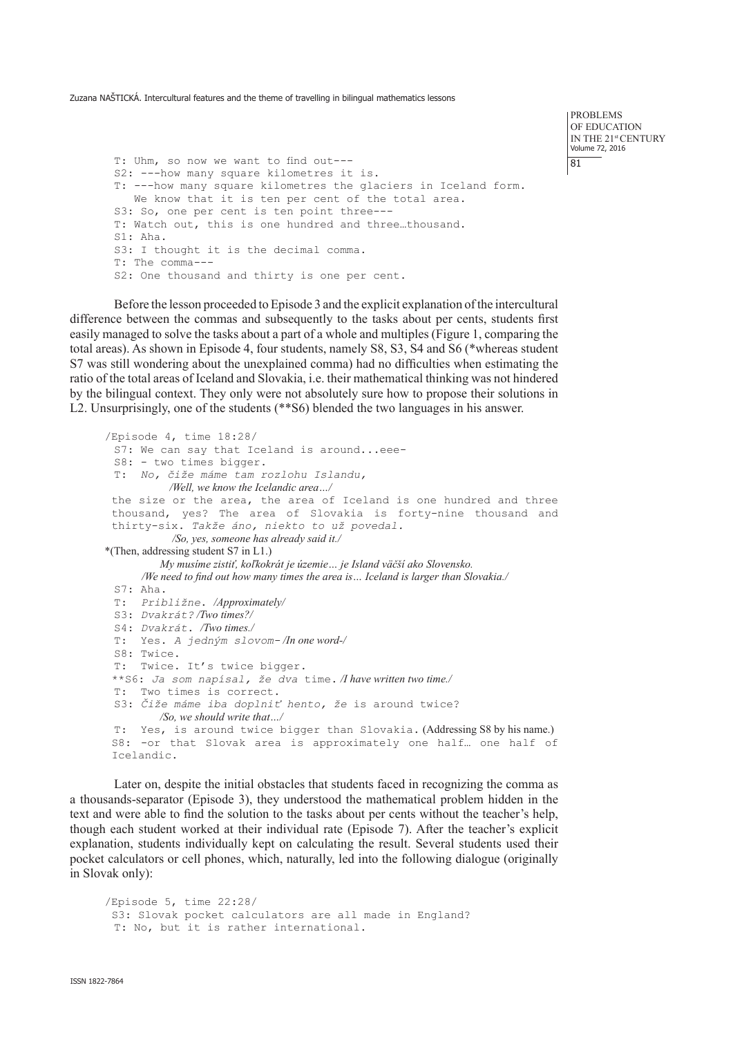```
T: Uhm, so now we want to find out---
S2: ---how many square kilometres it is.
T: ---how many square kilometres the glaciers in Iceland form.
   We know that it is ten per cent of the total area.
S3: So, one per cent is ten point three---
T: Watch out, this is one hundred and three…thousand.
S1: Aha.
S3: I thought it is the decimal comma.
T: The comma---
S2: One thousand and thirty is one per cent.
```

Before the lesson proceeded to Episode 3 and the explicit explanation of the intercultural difference between the commas and subsequently to the tasks about per cents, students first easily managed to solve the tasks about a part of a whole and multiples (Figure 1, comparing the total areas). As shown in Episode 4, four students, namely S8, S3, S4 and S6 (*whereas student S7 was still wondering about the unexplained comma) had no difficulties when estimating the ratio of the total areas of Iceland and Slovakia, i.e. their mathematical thinking was not hindered by the bilingual context. They only were not absolutely sure how to propose their solutions in L2. Unsurprisingly, one of the students (**S6) blended the two languages in his answer.

```
/Episode 4, time 18:28/
 S7: We can say that Iceland is around...eee-
 S8: - two times bigger.
 T:  No, čiže máme tam rozlohu Islandu,
          /Well, we know the Icelandic area…/
 the size or the area, the area of Iceland is one hundred and three
 thousand, yes? The area of Slovakia is forty-nine thousand and
 thirty-six. Takže áno, niekto to už povedal.
          /So, yes, someone has already said it./
*(Then, addressing student S7 in L1.)
          My musíme zistiť, koľkokrát je územie… je Island väčší ako Slovensko.
       /We need to find out how many times the area is… Iceland is larger than Slovakia./
 S7: Aha.
 T:  Približne. /Approximately/
 S3: Dvakrát? /Two times?/
 S4: Dvakrát. /Two times./
 T:  Yes. A jedným slovom- /In one word-/
 S8: Twice.
 T:  Twice. It's twice bigger.
 **S6: Ja som napísal, že dva time. /I have written two time./
 T:  Two times is correct.
 S3: Čiže máme iba doplniť hento, že is around twice?
        /So, we should write that…/
 T:  Yes, is around twice bigger than Slovakia. (Addressing S8 by his name.)
 S8: -or that Slovak area is approximately one half… one half of
 Icelandic.
```

Later on, despite the initial obstacles that students faced in recognizing the comma as a thousands-separator (Episode 3), they understood the mathematical problem hidden in the text and were able to find the solution to the tasks about per cents without the teacher's help, though each student worked at their individual rate (Episode 7). After the teacher's explicit explanation, students individually kept on calculating the result. Several students used their pocket calculators or cell phones, which, naturally, led into the following dialogue (originally in Slovak only):

```
/Episode 5, time 22:28/
 S3: Slovak pocket calculators are all made in England?
 T: No, but it is rather international.
```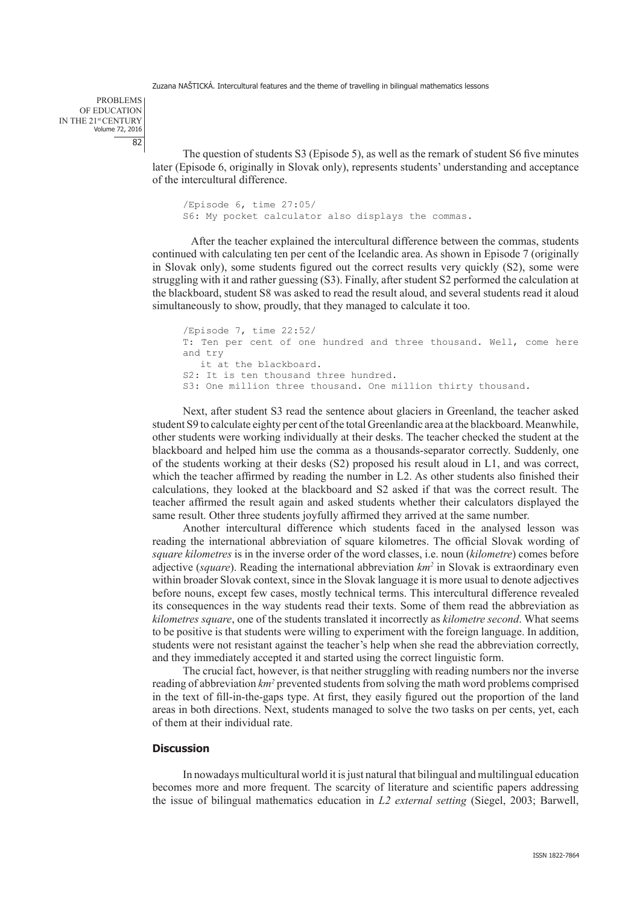The question of students S3 (Episode 5), as well as the remark of student S6 five minutes later (Episode 6, originally in Slovak only), represents students' understanding and acceptance of the intercultural difference.

```
/Episode 6, time 27:05/
S6: My pocket calculator also displays the commas.
```

After the teacher explained the intercultural difference between the commas, students continued with calculating ten per cent of the Icelandic area. As shown in Episode 7 (originally in Slovak only), some students figured out the correct results very quickly (S2), some were struggling with it and rather guessing (S3). Finally, after student S2 performed the calculation at the blackboard, student S8 was asked to read the result aloud, and several students read it aloud simultaneously to show, proudly, that they managed to calculate it too.

```
/Episode 7, time 22:52/
T: Ten per cent of one hundred and three thousand. Well, come here
and try
   it at the blackboard.
S2: It is ten thousand three hundred.
S3: One million three thousand. One million thirty thousand.
```

Next, after student S3 read the sentence about glaciers in Greenland, the teacher asked student S9 to calculate eighty per cent of the total Greenlandic area at the blackboard. Meanwhile, other students were working individually at their desks. The teacher checked the student at the blackboard and helped him use the comma as a thousands-separator correctly. Suddenly, one of the students working at their desks (S2) proposed his result aloud in L1, and was correct, which the teacher affirmed by reading the number in L2. As other students also finished their calculations, they looked at the blackboard and S2 asked if that was the correct result. The teacher affirmed the result again and asked students whether their calculators displayed the same result. Other three students joyfully affirmed they arrived at the same number.

Another intercultural difference which students faced in the analysed lesson was reading the international abbreviation of square kilometres. The official Slovak wording of *square kilometres* is in the inverse order of the word classes, i.e. noun (*kilometre*) comes before adjective (*square*). Reading the international abbreviation *km²* in Slovak is extraordinary even within broader Slovak context, since in the Slovak language it is more usual to denote adjectives before nouns, except few cases, mostly technical terms. This intercultural difference revealed its consequences in the way students read their texts. Some of them read the abbreviation as *kilometres square*, one of the students translated it incorrectly as *kilometre second*. What seems to be positive is that students were willing to experiment with the foreign language. In addition, students were not resistant against the teacher's help when she read the abbreviation correctly, and they immediately accepted it and started using the correct linguistic form.

The crucial fact, however, is that neither struggling with reading numbers nor the inverse reading of abbreviation *km²* prevented students from solving the math word problems comprised in the text of fill-in-the-gaps type. At first, they easily figured out the proportion of the land areas in both directions. Next, students managed to solve the two tasks on per cents, yet, each of them at their individual rate.

## Discussion

In nowadays multicultural world it is just natural that bilingual and multilingual education becomes more and more frequent. The scarcity of literature and scientific papers addressing the issue of bilingual mathematics education in *L2 external setting* (Siegel, 2003; Barwell,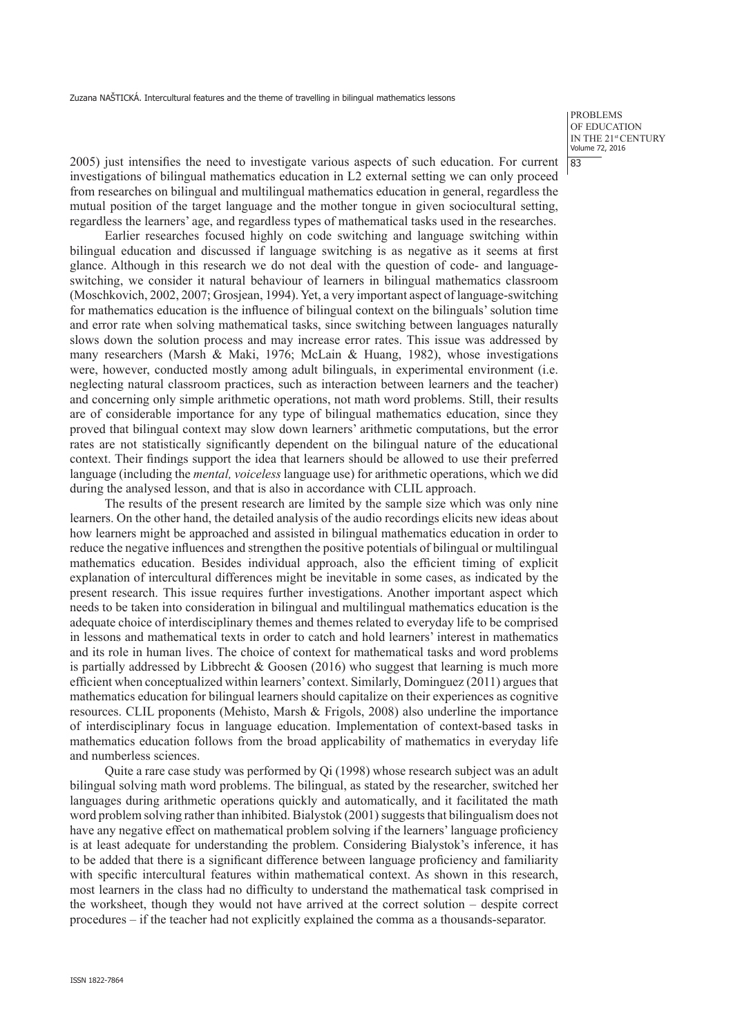2005) just intensifies the need to investigate various aspects of such education. For current investigations of bilingual mathematics education in L2 external setting we can only proceed from researches on bilingual and multilingual mathematics education in general, regardless the mutual position of the target language and the mother tongue in given sociocultural setting, regardless the learners' age, and regardless types of mathematical tasks used in the researches.

Earlier researches focused highly on code switching and language switching within bilingual education and discussed if language switching is as negative as it seems at first glance. Although in this research we do not deal with the question of code- and language-switching, we consider it natural behaviour of learners in bilingual mathematics classroom (Moschkovich, 2002, 2007; Grosjean, 1994). Yet, a very important aspect of language-switching for mathematics education is the influence of bilingual context on the bilinguals' solution time and error rate when solving mathematical tasks, since switching between languages naturally slows down the solution process and may increase error rates. This issue was addressed by many researchers (Marsh & Maki, 1976; McLain & Huang, 1982), whose investigations were, however, conducted mostly among adult bilinguals, in experimental environment (i.e. neglecting natural classroom practices, such as interaction between learners and the teacher) and concerning only simple arithmetic operations, not math word problems. Still, their results are of considerable importance for any type of bilingual mathematics education, since they proved that bilingual context may slow down learners' arithmetic computations, but the error rates are not statistically significantly dependent on the bilingual nature of the educational context. Their findings support the idea that learners should be allowed to use their preferred language (including the *mental, voiceless* language use) for arithmetic operations, which we did during the analysed lesson, and that is also in accordance with CLIL approach.

The results of the present research are limited by the sample size which was only nine learners. On the other hand, the detailed analysis of the audio recordings elicits new ideas about how learners might be approached and assisted in bilingual mathematics education in order to reduce the negative influences and strengthen the positive potentials of bilingual or multilingual mathematics education. Besides individual approach, also the efficient timing of explicit explanation of intercultural differences might be inevitable in some cases, as indicated by the present research. This issue requires further investigations. Another important aspect which needs to be taken into consideration in bilingual and multilingual mathematics education is the adequate choice of interdisciplinary themes and themes related to everyday life to be comprised in lessons and mathematical texts in order to catch and hold learners' interest in mathematics and its role in human lives. The choice of context for mathematical tasks and word problems is partially addressed by Libbrecht & Goosen (2016) who suggest that learning is much more efficient when conceptualized within learners' context. Similarly, Dominguez (2011) argues that mathematics education for bilingual learners should capitalize on their experiences as cognitive resources. CLIL proponents (Mehisto, Marsh & Frigols, 2008) also underline the importance of interdisciplinary focus in language education. Implementation of context-based tasks in mathematics education follows from the broad applicability of mathematics in everyday life and numberless sciences.

Quite a rare case study was performed by Qi (1998) whose research subject was an adult bilingual solving math word problems. The bilingual, as stated by the researcher, switched her languages during arithmetic operations quickly and automatically, and it facilitated the math word problem solving rather than inhibited. Bialystok (2001) suggests that bilingualism does not have any negative effect on mathematical problem solving if the learners' language proficiency is at least adequate for understanding the problem. Considering Bialystok's inference, it has to be added that there is a significant difference between language proficiency and familiarity with specific intercultural features within mathematical context. As shown in this research, most learners in the class had no difficulty to understand the mathematical task comprised in the worksheet, though they would not have arrived at the correct solution – despite correct procedures – if the teacher had not explicitly explained the comma as a thousands-separator.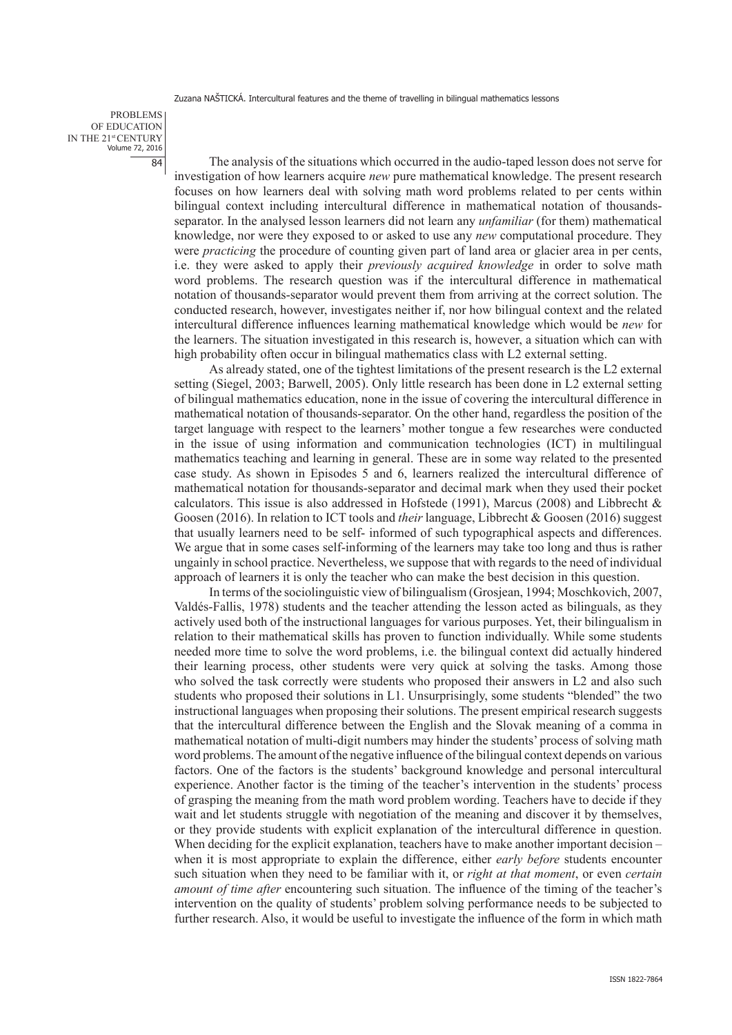The analysis of the situations which occurred in the audio-taped lesson does not serve for investigation of how learners acquire *new* pure mathematical knowledge. The present research focuses on how learners deal with solving math word problems related to per cents within bilingual context including intercultural difference in mathematical notation of thousands-separator. In the analysed lesson learners did not learn any *unfamiliar* (for them) mathematical knowledge, nor were they exposed to or asked to use any *new* computational procedure. They were *practicing* the procedure of counting given part of land area or glacier area in per cents, i.e. they were asked to apply their *previously acquired knowledge* in order to solve math word problems. The research question was if the intercultural difference in mathematical notation of thousands-separator would prevent them from arriving at the correct solution. The conducted research, however, investigates neither if, nor how bilingual context and the related intercultural difference influences learning mathematical knowledge which would be *new* for the learners. The situation investigated in this research is, however, a situation which can with high probability often occur in bilingual mathematics class with L2 external setting.

As already stated, one of the tightest limitations of the present research is the L2 external setting (Siegel, 2003; Barwell, 2005). Only little research has been done in L2 external setting of bilingual mathematics education, none in the issue of covering the intercultural difference in mathematical notation of thousands-separator. On the other hand, regardless the position of the target language with respect to the learners' mother tongue a few researches were conducted in the issue of using information and communication technologies (ICT) in multilingual mathematics teaching and learning in general. These are in some way related to the presented case study. As shown in Episodes 5 and 6, learners realized the intercultural difference of mathematical notation for thousands-separator and decimal mark when they used their pocket calculators. This issue is also addressed in Hofstede (1991), Marcus (2008) and Libbrecht & Goosen (2016). In relation to ICT tools and *their* language, Libbrecht & Goosen (2016) suggest that usually learners need to be self- informed of such typographical aspects and differences. We argue that in some cases self-informing of the learners may take too long and thus is rather ungainly in school practice. Nevertheless, we suppose that with regards to the need of individual approach of learners it is only the teacher who can make the best decision in this question.

In terms of the sociolinguistic view of bilingualism (Grosjean, 1994; Moschkovich, 2007, Valdés-Fallis, 1978) students and the teacher attending the lesson acted as bilinguals, as they actively used both of the instructional languages for various purposes. Yet, their bilingualism in relation to their mathematical skills has proven to function individually. While some students needed more time to solve the word problems, i.e. the bilingual context did actually hindered their learning process, other students were very quick at solving the tasks. Among those who solved the task correctly were students who proposed their answers in L2 and also such students who proposed their solutions in L1. Unsurprisingly, some students "blended" the two instructional languages when proposing their solutions. The present empirical research suggests that the intercultural difference between the English and the Slovak meaning of a comma in mathematical notation of multi-digit numbers may hinder the students' process of solving math word problems. The amount of the negative influence of the bilingual context depends on various factors. One of the factors is the students' background knowledge and personal intercultural experience. Another factor is the timing of the teacher's intervention in the students' process of grasping the meaning from the math word problem wording. Teachers have to decide if they wait and let students struggle with negotiation of the meaning and discover it by themselves, or they provide students with explicit explanation of the intercultural difference in question. When deciding for the explicit explanation, teachers have to make another important decision – when it is most appropriate to explain the difference, either *early before* students encounter such situation when they need to be familiar with it, or *right at that moment*, or even *certain amount of time after* encountering such situation. The influence of the timing of the teacher's intervention on the quality of students' problem solving performance needs to be subjected to further research. Also, it would be useful to investigate the influence of the form in which math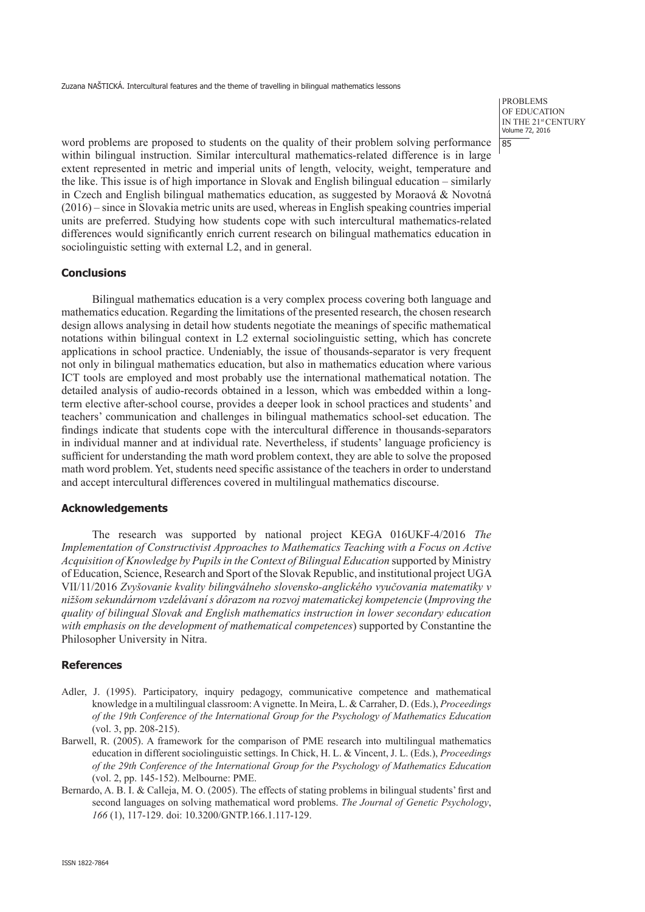word problems are proposed to students on the quality of their problem solving performance within bilingual instruction. Similar intercultural mathematics-related difference is in large extent represented in metric and imperial units of length, velocity, weight, temperature and the like. This issue is of high importance in Slovak and English bilingual education – similarly in Czech and English bilingual mathematics education, as suggested by Moraová & Novotná (2016) – since in Slovakia metric units are used, whereas in English speaking countries imperial units are preferred. Studying how students cope with such intercultural mathematics-related differences would significantly enrich current research on bilingual mathematics education in sociolinguistic setting with external L2, and in general.

## Conclusions

Bilingual mathematics education is a very complex process covering both language and mathematics education. Regarding the limitations of the presented research, the chosen research design allows analysing in detail how students negotiate the meanings of specific mathematical notations within bilingual context in L2 external sociolinguistic setting, which has concrete applications in school practice. Undeniably, the issue of thousands-separator is very frequent not only in bilingual mathematics education, but also in mathematics education where various ICT tools are employed and most probably use the international mathematical notation. The detailed analysis of audio-records obtained in a lesson, which was embedded within a long-term elective after-school course, provides a deeper look in school practices and students' and teachers' communication and challenges in bilingual mathematics school-set education. The findings indicate that students cope with the intercultural difference in thousands-separators in individual manner and at individual rate. Nevertheless, if students' language proficiency is sufficient for understanding the math word problem context, they are able to solve the proposed math word problem. Yet, students need specific assistance of the teachers in order to understand and accept intercultural differences covered in multilingual mathematics discourse.

## Acknowledgements

The research was supported by national project KEGA 016UKF-4/2016 *The Implementation of Constructivist Approaches to Mathematics Teaching with a Focus on Active Acquisition of Knowledge by Pupils in the Context of Bilingual Education* supported by Ministry of Education, Science, Research and Sport of the Slovak Republic, and institutional project UGA VII/11/2016 *Zvyšovanie kvality bilingválneho slovensko-anglického vyučovania matematiky v nižšom sekundárnom vzdelávaní s dôrazom na rozvoj matematickej kompetencie* (*Improving the quality of bilingual Slovak and English mathematics instruction in lower secondary education with emphasis on the development of mathematical competences*) supported by Constantine the Philosopher University in Nitra.

## References

Adler, J. (1995). Participatory, inquiry pedagogy, communicative competence and mathematical knowledge in a multilingual classroom: A vignette. In Meira, L. & Carraher, D. (Eds.), *Proceedings of the 19th Conference of the International Group for the Psychology of Mathematics Education* (vol. 3, pp. 208-215).

Barwell, R. (2005). A framework for the comparison of PME research into multilingual mathematics education in different sociolinguistic settings. In Chick, H. L. & Vincent, J. L. (Eds.), *Proceedings of the 29th Conference of the International Group for the Psychology of Mathematics Education* (vol. 2, pp. 145-152). Melbourne: PME.

Bernardo, A. B. I. & Calleja, M. O. (2005). The effects of stating problems in bilingual students' first and second languages on solving mathematical word problems. *The Journal of Genetic Psychology*, *166* (1), 117-129. doi: 10.3200/GNTP.166.1.117-129.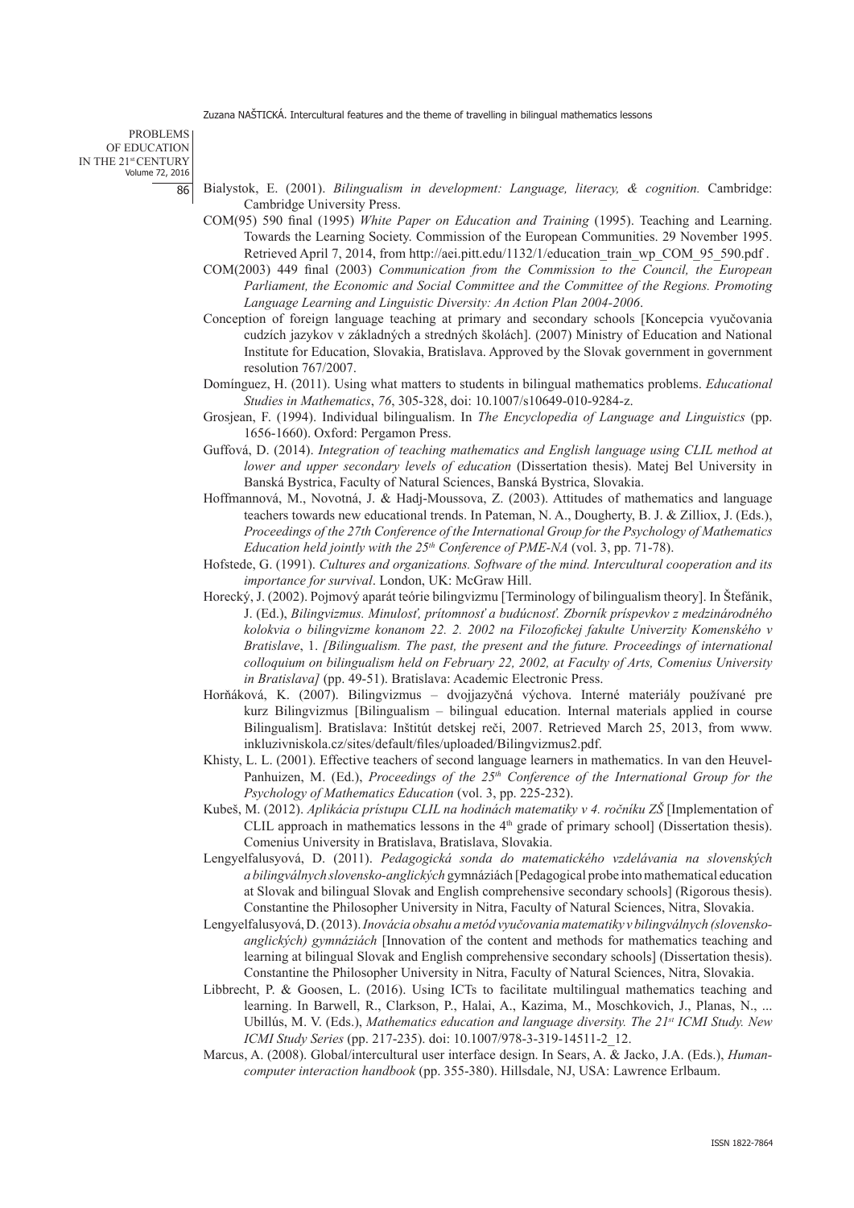Bialystok, E. (2001). *Bilingualism in development: Language, literacy, & cognition.* Cambridge: Cambridge University Press.

COM(95) 590 final (1995) *White Paper on Education and Training* (1995). Teaching and Learning. Towards the Learning Society. Commission of the European Communities. 29 November 1995. Retrieved April 7, 2014, from http://aei.pitt.edu/1132/1/education_train_wp_COM_95_590.pdf .

COM(2003) 449 final (2003) *Communication from the Commission to the Council, the European Parliament, the Economic and Social Committee and the Committee of the Regions. Promoting Language Learning and Linguistic Diversity: An Action Plan 2004-2006*.

Conception of foreign language teaching at primary and secondary schools [Koncepcia vyučovania cudzích jazykov v základných a stredných školách]. (2007) Ministry of Education and National Institute for Education, Slovakia, Bratislava. Approved by the Slovak government in government resolution 767/2007.

Domínguez, H. (2011). Using what matters to students in bilingual mathematics problems. *Educational Studies in Mathematics*, *76*, 305-328, doi: 10.1007/s10649-010-9284-z.

Grosjean, F. (1994). Individual bilingualism. In *The Encyclopedia of Language and Linguistics* (pp. 1656-1660). Oxford: Pergamon Press.

Guffová, D. (2014). *Integration of teaching mathematics and English language using CLIL method at lower and upper secondary levels of education* (Dissertation thesis). Matej Bel University in Banská Bystrica, Faculty of Natural Sciences, Banská Bystrica, Slovakia.

Hoffmannová, M., Novotná, J. & Hadj-Moussova, Z. (2003). Attitudes of mathematics and language teachers towards new educational trends. In Pateman, N. A., Dougherty, B. J. & Zilliox, J. (Eds.), *Proceedings of the 27th Conference of the International Group for the Psychology of Mathematics Education held jointly with the 25th Conference of PME-NA* (vol. 3, pp. 71-78).

Hofstede, G. (1991). *Cultures and organizations. Software of the mind. Intercultural cooperation and its importance for survival*. London, UK: McGraw Hill.

Horecký, J. (2002). Pojmový aparát teórie bilingvizmu [Terminology of bilingualism theory]. In Štefánik, J. (Ed.), *Bilingvizmus. Minulosť, prítomnosť a budúcnosť. Zborník príspevkov z medzinárodného kolokvia o bilingvizme konanom 22. 2. 2002 na Filozofickej fakulte Univerzity Komenského v Bratislave*, 1. *[Bilingualism. The past, the present and the future. Proceedings of international colloquium on bilingualism held on February 22, 2002, at Faculty of Arts, Comenius University in Bratislava]* (pp. 49-51). Bratislava: Academic Electronic Press.

Horňáková, K. (2007). Bilingvizmus – dvojjazyčná výchova. Interné materiály používané pre kurz Bilingvizmus [Bilingualism – bilingual education. Internal materials applied in course Bilingualism]. Bratislava: Inštitút detskej reči, 2007. Retrieved March 25, 2013, from www.inkluzivniskola.cz/sites/default/files/uploaded/Bilingvizmus2.pdf.

Khisty, L. L. (2001). Effective teachers of second language learners in mathematics. In van den Heuvel-Panhuizen, M. (Ed.), *Proceedings of the 25th Conference of the International Group for the Psychology of Mathematics Education* (vol. 3, pp. 225-232).

Kubeš, M. (2012). *Aplikácia prístupu CLIL na hodinách matematiky v 4. ročníku ZŠ* [Implementation of CLIL approach in mathematics lessons in the 4th grade of primary school] (Dissertation thesis). Comenius University in Bratislava, Bratislava, Slovakia.

Lengyelfalusyová, D. (2011). *Pedagogická sonda do matematického vzdelávania na slovenských a bilingválnych slovensko-anglických* gymnáziách [Pedagogical probe into mathematical education at Slovak and bilingual Slovak and English comprehensive secondary schools] (Rigorous thesis). Constantine the Philosopher University in Nitra, Faculty of Natural Sciences, Nitra, Slovakia.

Lengyelfalusyová, D. (2013). *Inovácia obsahu a metód vyučovania matematiky v bilingválnych (slovensko-anglických) gymnáziách* [Innovation of the content and methods for mathematics teaching and learning at bilingual Slovak and English comprehensive secondary schools] (Dissertation thesis). Constantine the Philosopher University in Nitra, Faculty of Natural Sciences, Nitra, Slovakia.

Libbrecht, P. & Goosen, L. (2016). Using ICTs to facilitate multilingual mathematics teaching and learning. In Barwell, R., Clarkson, P., Halai, A., Kazima, M., Moschkovich, J., Planas, N., ... Ubillús, M. V. (Eds.), *Mathematics education and language diversity. The 21st ICMI Study. New ICMI Study Series* (pp. 217-235). doi: 10.1007/978-3-319-14511-2_12.

Marcus, A. (2008). Global/intercultural user interface design. In Sears, A. & Jacko, J.A. (Eds.), *Human-computer interaction handbook* (pp. 355-380). Hillsdale, NJ, USA: Lawrence Erlbaum.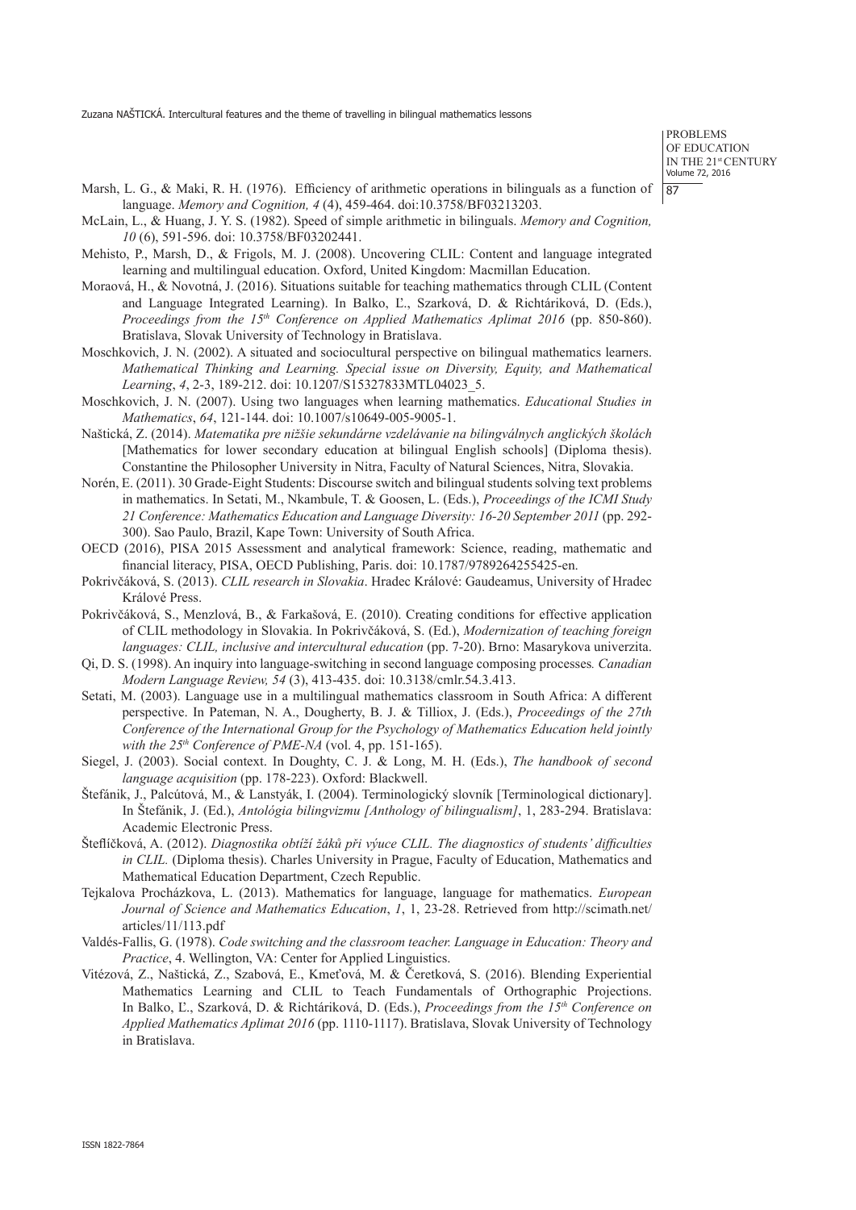Marsh, L. G., & Maki, R. H. (1976). Efficiency of arithmetic operations in bilinguals as a function of language. *Memory and Cognition, 4* (4), 459-464. doi:10.3758/BF03213203.

McLain, L., & Huang, J. Y. S. (1982). Speed of simple arithmetic in bilinguals. *Memory and Cognition, 10* (6), 591-596. doi: 10.3758/BF03202441.

Mehisto, P., Marsh, D., & Frigols, M. J. (2008). Uncovering CLIL: Content and language integrated learning and multilingual education. Oxford, United Kingdom: Macmillan Education.

Moraová, H., & Novotná, J. (2016). Situations suitable for teaching mathematics through CLIL (Content and Language Integrated Learning). In Balko, Ľ., Szarková, D. & Richtáriková, D. (Eds.), *Proceedings from the 15th Conference on Applied Mathematics Aplimat 2016* (pp. 850-860). Bratislava, Slovak University of Technology in Bratislava.

Moschkovich, J. N. (2002). A situated and sociocultural perspective on bilingual mathematics learners. *Mathematical Thinking and Learning. Special issue on Diversity, Equity, and Mathematical Learning*, *4*, 2-3, 189-212. doi: 10.1207/S15327833MTL04023_5.

Moschkovich, J. N. (2007). Using two languages when learning mathematics. *Educational Studies in Mathematics*, *64*, 121-144. doi: 10.1007/s10649-005-9005-1.

Naštická, Z. (2014). *Matematika pre nižšie sekundárne vzdelávanie na bilingválnych anglických školách* [Mathematics for lower secondary education at bilingual English schools] (Diploma thesis). Constantine the Philosopher University in Nitra, Faculty of Natural Sciences, Nitra, Slovakia.

Norén, E. (2011). 30 Grade-Eight Students: Discourse switch and bilingual students solving text problems in mathematics. In Setati, M., Nkambule, T. & Goosen, L. (Eds.), *Proceedings of the ICMI Study 21 Conference: Mathematics Education and Language Diversity: 16-20 September 2011* (pp. 292-300). Sao Paulo, Brazil, Kape Town: University of South Africa.

OECD (2016), PISA 2015 Assessment and analytical framework: Science, reading, mathematic and financial literacy, PISA, OECD Publishing, Paris. doi: 10.1787/9789264255425-en.

Pokrivčáková, S. (2013). *CLIL research in Slovakia*. Hradec Králové: Gaudeamus, University of Hradec Králové Press.

Pokrivčáková, S., Menzlová, B., & Farkašová, E. (2010). Creating conditions for effective application of CLIL methodology in Slovakia. In Pokrivčáková, S. (Ed.), *Modernization of teaching foreign languages: CLIL, inclusive and intercultural education* (pp. 7-20). Brno: Masarykova univerzita.

Qi, D. S. (1998). An inquiry into language-switching in second language composing processes*. Canadian Modern Language Review, 54* (3), 413-435. doi: 10.3138/cmlr.54.3.413.

Setati, M. (2003). Language use in a multilingual mathematics classroom in South Africa: A different perspective. In Pateman, N. A., Dougherty, B. J. & Tilliox, J. (Eds.), *Proceedings of the 27th Conference of the International Group for the Psychology of Mathematics Education held jointly with the 25th Conference of PME-NA* (vol. 4, pp. 151-165).

Siegel, J. (2003). Social context. In Doughty, C. J. & Long, M. H. (Eds.), *The handbook of second language acquisition* (pp. 178-223). Oxford: Blackwell.

Štefánik, J., Palcútová, M., & Lanstyák, I. (2004). Terminologický slovník [Terminological dictionary]. In Štefánik, J. (Ed.), *Antológia bilingvizmu [Anthology of bilingualism]*, 1, 283-294. Bratislava: Academic Electronic Press.

Šteflíčková, A. (2012). *Diagnostika obtíží žáků při výuce CLIL. The diagnostics of students' difficulties in CLIL.* (Diploma thesis). Charles University in Prague, Faculty of Education, Mathematics and Mathematical Education Department, Czech Republic.

Tejkalova Procházkova, L. (2013). Mathematics for language, language for mathematics. *European Journal of Science and Mathematics Education*, *1*, 1, 23-28. Retrieved from http://scimath.net/articles/11/113.pdf

Valdés-Fallis, G. (1978). *Code switching and the classroom teacher. Language in Education: Theory and Practice*, 4. Wellington, VA: Center for Applied Linguistics.

Vitézová, Z., Naštická, Z., Szabová, E., Kmeťová, M. & Čeretková, S. (2016). Blending Experiential Mathematics Learning and CLIL to Teach Fundamentals of Orthographic Projections. In Balko, Ľ., Szarková, D. & Richtáriková, D. (Eds.), *Proceedings from the 15th Conference on Applied Mathematics Aplimat 2016* (pp. 1110-1117). Bratislava, Slovak University of Technology in Bratislava.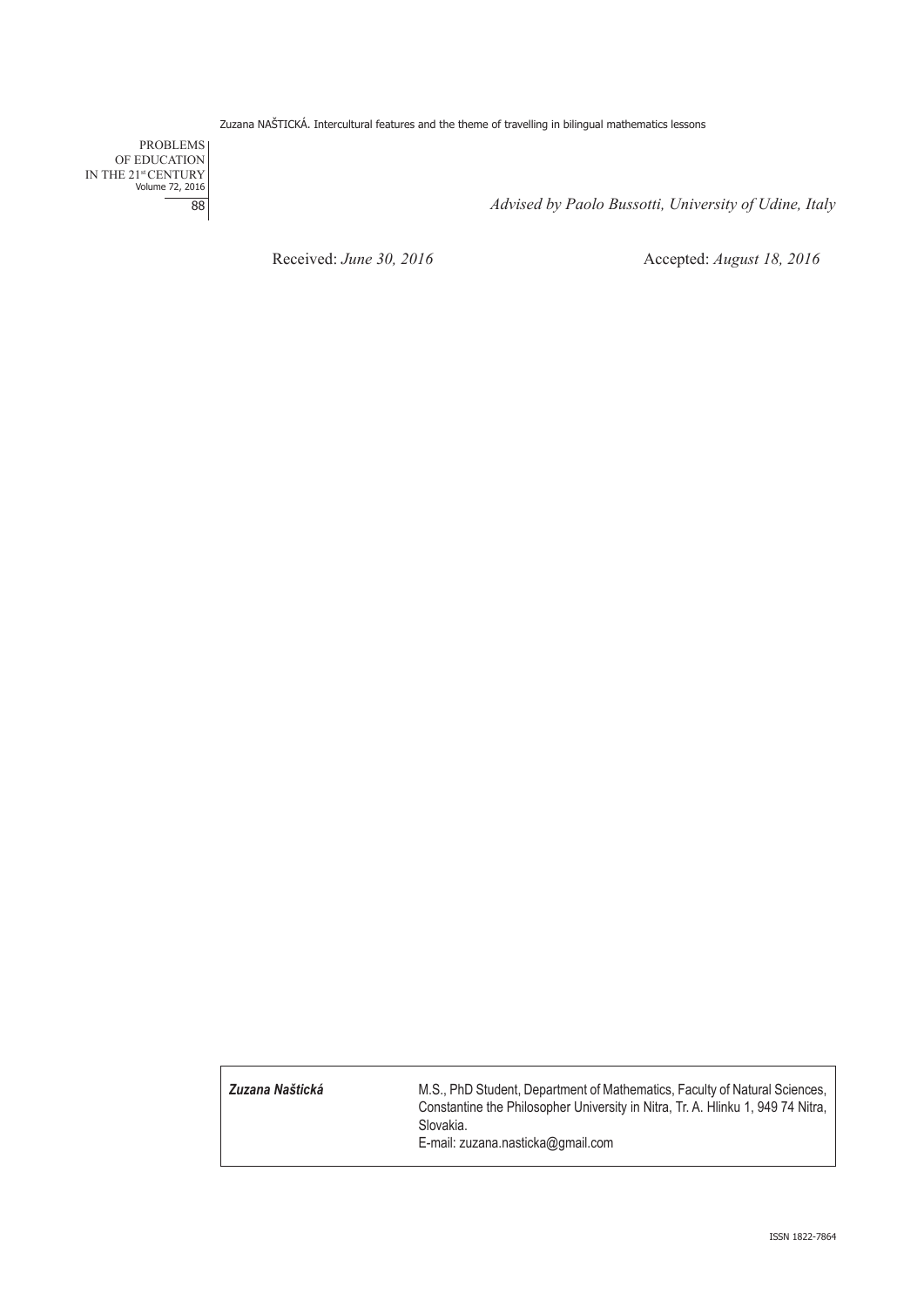*Advised by Paolo Bussotti, University of Udine, Italy*

Received: *June 30, 2016* Accepted: *August 18, 2016*

| | |
|---|---|
| ***Zuzana Naštická*** | M.S., PhD Student, Department of Mathematics, Faculty of Natural Sciences, Constantine the Philosopher University in Nitra, Tr. A. Hlinku 1, 949 74 Nitra, Slovakia.<br>E-mail: zuzana.nasticka@gmail.com |